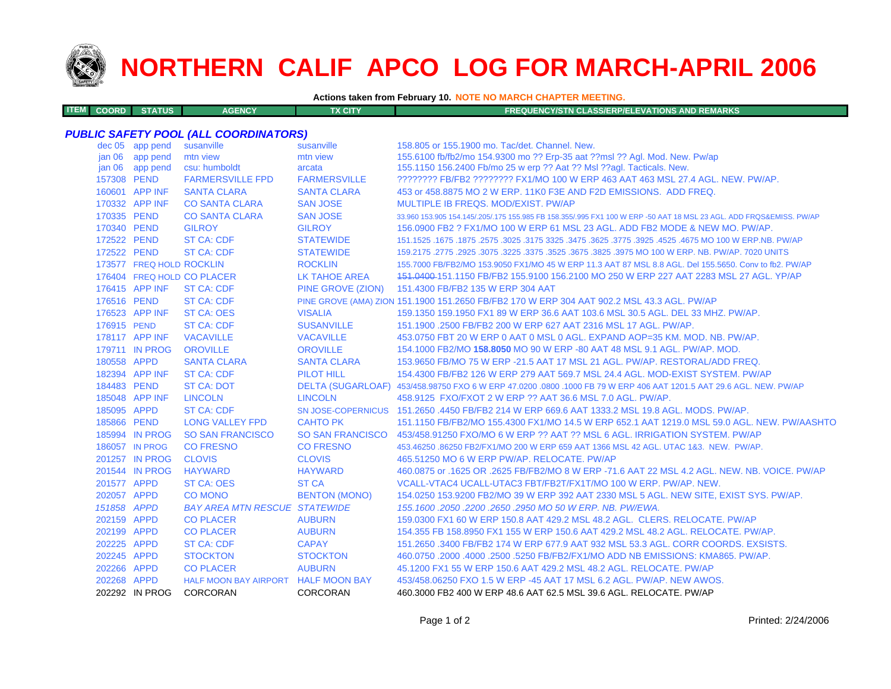# NORTHERN CALIF APCO LOG FOR MARCH-APRIL 2006

**Actions taken from February 10. NOTE NO MARCH CHAPTER MEETING.**

| ITEM | COORD | STATUS | AGENCY | TX CITY | FREQUENCY/STN CLASS/ERP/ELEVATIONS AND REMARKS |
|---|---|---|---|---|---|

### *PUBLIC SAFETY POOL (ALL COORDINATORS)*

| ITEM | COORD | STATUS | AGENCY | TX CITY | FREQUENCY/STN CLASS/ERP/ELEVATIONS AND REMARKS |
|---|---|---|---|---|---|
| | dec 05 | app pend | susanville | susanville | 158.805 or 155.1900 mo. Tac/det. Channel. New. |
| | jan 06 | app pend | mtn view | mtn view | 155.6100 fb/fb2/mo 154.9300 mo ?? Erp-35 aat ??msl ?? Agl. Mod. New. Pw/ap |
| | jan 06 | app pend | csu: humboldt | arcata | 155.1150 156.2400 Fb/mo 25 w erp ?? Aat ?? Msl ??agl. Tacticals. New. |
| | 157308 | PEND | FARMERSVILLE FPD | FARMERSVILLE | ???????? FB/FB2 ???????? FX1/MO 100 W ERP 463 AAT 463 MSL 27.4 AGL. NEW. PW/AP. |
| | 160601 | APP INF | SANTA CLARA | SANTA CLARA | 453 or 458.8875 MO 2 W ERP. 11K0 F3E AND F2D EMISSIONS. ADD FREQ. |
| | 170332 | APP INF | CO SANTA CLARA | SAN JOSE | MULTIPLE IB FREQS. MOD/EXIST. PW/AP |
| | 170335 | PEND | CO SANTA CLARA | SAN JOSE | 33.960 153.905 154.145/.205/.175 155.985 FB 158.355/.995 FX1 100 W ERP -50 AAT 18 MSL 23 AGL. ADD FRQS&EMISS. PW/AP |
| | 170340 | PEND | GILROY | GILROY | 156.0900 FB2 ? FX1/MO 100 W ERP 61 MSL 23 AGL. ADD FB2 MODE & NEW MO. PW/AP. |
| | 172522 | PEND | ST CA: CDF | STATEWIDE | 151.1525 .1675 .1875 .2575 .3025 .3175 3325 .3475 .3625 .3775 .3925 .4525 .4675 MO 100 W ERP.NB. PW/AP |
| | 172522 | PEND | ST CA: CDF | STATEWIDE | 159.2175 .2775 .2925 .3075 .3225 .3375 .3525 .3675 .3825 .3975 MO 100 W ERP. NB. PW/AP. 7020 UNITS |
| | 173577 | FREQ HOLD | ROCKLIN | ROCKLIN | 155.7000 FB/FB2/MO 153.9050 FX1/MO 45 W ERP 11.3 AAT 87 MSL 8.8 AGL. Del 155.5650. Conv to fb2. PW/AP |
| | 176404 | FREQ HOLD | CO PLACER | LK TAHOE AREA | ~~151.0400~~ 151.1150 FB/FB2 155.9100 156.2100 MO 250 W ERP 227 AAT 2283 MSL 27 AGL. YP/AP |
| | 176415 | APP INF | ST CA: CDF | PINE GROVE (ZION) | 151.4300 FB/FB2 135 W ERP 304 AAT |
| | 176516 | PEND | ST CA: CDF | PINE GROVE (AMA) ZION | 151.1900 151.2650 FB/FB2 170 W ERP 304 AAT 902.2 MSL 43.3 AGL. PW/AP |
| | 176523 | APP INF | ST CA: OES | VISALIA | 159.1350 159.1950 FX1 89 W ERP 36.6 AAT 103.6 MSL 30.5 AGL. DEL 33 MHZ. PW/AP. |
| | 176915 | PEND | ST CA: CDF | SUSANVILLE | 151.1900 .2500 FB/FB2 200 W ERP 627 AAT 2316 MSL 17 AGL. PW/AP. |
| | 178117 | APP INF | VACAVILLE | VACAVILLE | 453.0750 FBT 20 W ERP 0 AAT 0 MSL 0 AGL. EXPAND AOP=35 KM. MOD. NB. PW/AP. |
| | 179711 | IN PROG | OROVILLE | OROVILLE | 154.1000 FB2/MO **158.8050** MO 90 W ERP -80 AAT 48 MSL 9.1 AGL. PW/AP. MOD. |
| | 180558 | APPD | SANTA CLARA | SANTA CLARA | 153.9650 FB/MO 75 W ERP -21.5 AAT 17 MSL 21 AGL. PW/AP. RESTORAL/ADD FREQ. |
| | 182394 | APP INF | ST CA: CDF | PILOT HILL | 154.4300 FB/FB2 126 W ERP 279 AAT 569.7 MSL 24.4 AGL. MOD-EXIST SYSTEM. PW/AP |
| | 184483 | PEND | ST CA: DOT | DELTA (SUGARLOAF) | 453/458.98750 FXO 6 W ERP 47.0200 .0800 .1000 FB 79 W ERP 406 AAT 1201.5 AAT 29.6 AGL. NEW. PW/AP |
| | 185048 | APP INF | LINCOLN | LINCOLN | 458.9125 FXO/FXOT 2 W ERP ?? AAT 36.6 MSL 7.0 AGL. PW/AP. |
| | 185095 | APPD | ST CA: CDF | SN JOSE-COPERNICUS | 151.2650 .4450 FB/FB2 214 W ERP 669.6 AAT 1333.2 MSL 19.8 AGL. MODS. PW/AP. |
| | 185866 | PEND | LONG VALLEY FPD | CAHTO PK | 151.1150 FB/FB2/MO 155.4300 FX1/MO 14.5 W ERP 652.1 AAT 1219.0 MSL 59.0 AGL. NEW. PW/AASHTO |
| | 185994 | IN PROG | SO SAN FRANCISCO | SO SAN FRANCISCO | 453/458.91250 FXO/MO 6 W ERP ?? AAT ?? MSL 6 AGL. IRRIGATION SYSTEM. PW/AP |
| | 186057 | IN PROG | CO FRESNO | CO FRESNO | 453.46250 .86250 FB2/FX1/MO 200 W ERP 659 AAT 1366 MSL 42 AGL. UTAC 1&3. NEW. PW/AP. |
| | 201257 | IN PROG | CLOVIS | CLOVIS | 465.51250 MO 6 W ERP PW/AP. RELOCATE. PW/AP |
| | 201544 | IN PROG | HAYWARD | HAYWARD | 460.0875 or .1625 OR .2625 FB/FB2/MO 8 W ERP -71.6 AAT 22 MSL 4.2 AGL. NEW. NB. VOICE. PW/AP |
| | 201577 | APPD | ST CA: OES | ST CA | VCALL-VTAC4 UCALL-UTAC3 FBT/FB2T/FX1T/MO 100 W ERP. PW/AP. NEW. |
| | 202057 | APPD | CO MONO | BENTON (MONO) | 154.0250 153.9200 FB2/MO 39 W ERP 392 AAT 2330 MSL 5 AGL. NEW SITE, EXIST SYS. PW/AP. |
| | *151858* | *APPD* | *BAY AREA MTN RESCUE* | *STATEWIDE* | *155.1600 .2050 .2200 .2650 .2950 MO 50 W ERP. NB. PW/EWA.* |
| | 202159 | APPD | CO PLACER | AUBURN | 159.0300 FX1 60 W ERP 150.8 AAT 429.2 MSL 48.2 AGL. CLERS. RELOCATE. PW/AP |
| | 202199 | APPD | CO PLACER | AUBURN | 154.355 FB 158.8950 FX1 155 W ERP 150.6 AAT 429.2 MSL 48.2 AGL. RELOCATE. PW/AP. |
| | 202225 | APPD | ST CA: CDF | CAPAY | 151.2650 .3400 FB/FB2 174 W ERP 677.9 AAT 932 MSL 53.3 AGL. CORR COORDS. EXSISTS. |
| | 202245 | APPD | STOCKTON | STOCKTON | 460.0750 .2000 .4000 .2500 .5250 FB/FB2/FX1/MO ADD NB EMISSIONS: KMA865. PW/AP. |
| | 202266 | APPD | CO PLACER | AUBURN | 45.1200 FX1 55 W ERP 150.6 AAT 429.2 MSL 48.2 AGL. RELOCATE. PW/AP |
| | 202268 | APPD | HALF MOON BAY AIRPORT | HALF MOON BAY | 453/458.06250 FXO 1.5 W ERP -45 AAT 17 MSL 6.2 AGL. PW/AP. NEW AWOS. |
| | 202292 | IN PROG | CORCORAN | CORCORAN | 460.3000 FB2 400 W ERP 48.6 AAT 62.5 MSL 39.6 AGL. RELOCATE. PW/AP |

Printed: 2/24/2006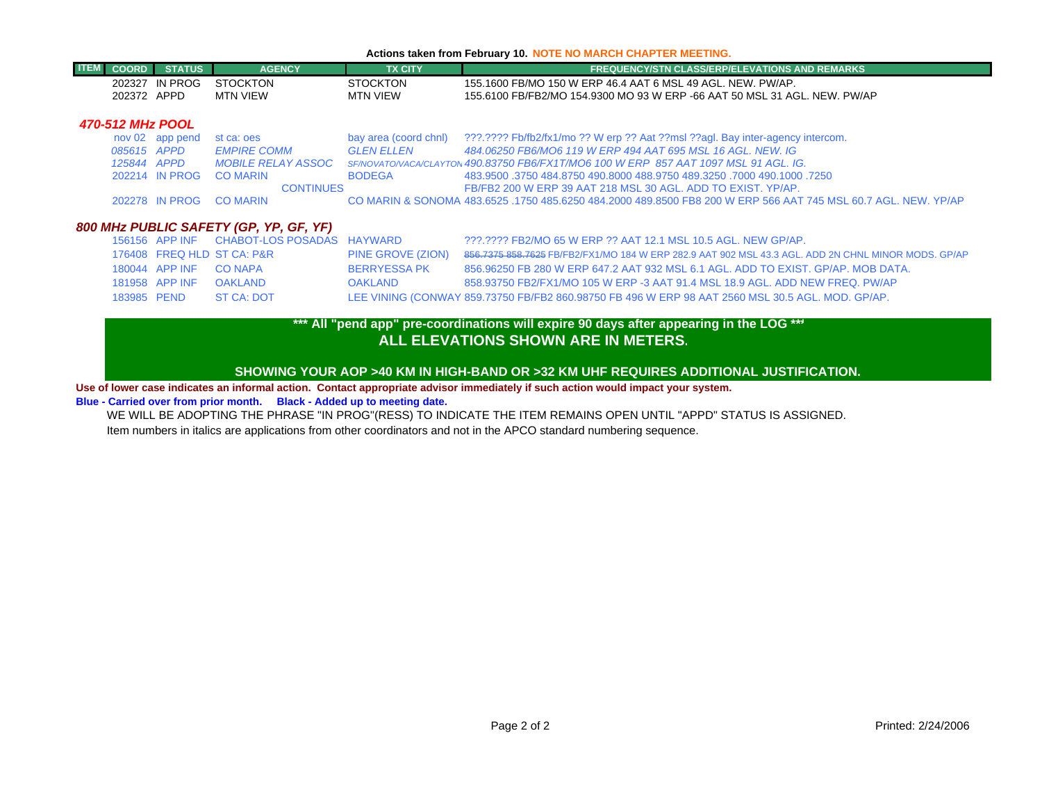**Actions taken from February 10. NOTE NO MARCH CHAPTER MEETING.**

| ITEM | COORD | STATUS | AGENCY | TX CITY | FREQUENCY/STN CLASS/ERP/ELEVATIONS AND REMARKS |
|---|---|---|---|---|---|
| | 202327 | IN PROG | STOCKTON | STOCKTON | 155.1600 FB/MO 150 W ERP 46.4 AAT 6 MSL 49 AGL. NEW. PW/AP. |
| | 202372 | APPD | MTN VIEW | MTN VIEW | 155.6100 FB/FB2/MO 154.9300 MO 93 W ERP -66 AAT 50 MSL 31 AGL. NEW. PW/AP |
| ***470-512 MHz POOL*** | | | | | |
| | nov 02 | app pend | st ca: oes | bay area (coord chnl) | ???.???? Fb/fb2/fx1/mo ?? W erp ?? Aat ??msl ??agl. Bay inter-agency intercom. |
| | *085615* | *APPD* | *EMPIRE COMM* | *GLEN ELLEN* | *484.06250 FB6/MO6 119 W ERP 494 AAT 695 MSL 16 AGL. NEW. IG* |
| | *125844* | *APPD* | *MOBILE RELAY ASSOC* | *SF/NOVATO/VACA/CLAYTON* | *490.83750 FB6/FX1T/MO6 100 W ERP 857 AAT 1097 MSL 91 AGL. IG.* |
| | 202214 | IN PROG | CO MARIN | BODEGA | 483.9500 .3750 484.8750 490.8000 488.9750 489.3250 .7000 490.1000 .7250 |
| | | | CONTINUES | | FB/FB2 200 W ERP 39 AAT 218 MSL 30 AGL. ADD TO EXIST. YP/AP. |
| | 202278 | IN PROG | CO MARIN | CO MARIN & SONOMA | 483.6525 .1750 485.6250 484.2000 489.8500 FB8 200 W ERP 566 AAT 745 MSL 60.7 AGL. NEW. YP/AP |
| ***800 MHz PUBLIC SAFETY (GP, YP, GF, YF)*** | | | | | |
| | 156156 | APP INF | CHABOT-LOS POSADAS | HAYWARD | ???.???? FB2/MO 65 W ERP ?? AAT 12.1 MSL 10.5 AGL. NEW GP/AP. |
| | 176408 | FREQ HLD | ST CA: P&R | PINE GROVE (ZION) | ~~856.7375 858.7625~~ FB/FB2/FX1/MO 184 W ERP 282.9 AAT 902 MSL 43.3 AGL. ADD 2N CHNL MINOR MODS. GP/AP |
| | 180044 | APP INF | CO NAPA | BERRYESSA PK | 856.96250 FB 280 W ERP 647.2 AAT 932 MSL 6.1 AGL. ADD TO EXIST. GP/AP. MOB DATA. |
| | 181958 | APP INF | OAKLAND | OAKLAND | 858.93750 FB2/FX1/MO 105 W ERP -3 AAT 91.4 MSL 18.9 AGL. ADD NEW FREQ. PW/AP |
| | 183985 | PEND | ST CA: DOT | LEE VINING (CONWAY | 859.73750 FB/FB2 860.98750 FB 496 W ERP 98 AAT 2560 MSL 30.5 AGL. MOD. GP/AP. |

**\*\*\* All "pend app" pre-coordinations will expire 90 days after appearing in the LOG \*\*\***

**ALL ELEVATIONS SHOWN ARE IN METERS.**

**SHOWING YOUR AOP >40 KM IN HIGH-BAND OR >32 KM UHF REQUIRES ADDITIONAL JUSTIFICATION.**

**Use of lower case indicates an informal action. Contact appropriate advisor immediately if such action would impact your system.**

**Blue - Carried over from prior month. Black - Added up to meeting date.**

WE WILL BE ADOPTING THE PHRASE "IN PROG"(RESS) TO INDICATE THE ITEM REMAINS OPEN UNTIL "APPD" STATUS IS ASSIGNED.

Item numbers in italics are applications from other coordinators and not in the APCO standard numbering sequence.

Printed: 2/24/2006